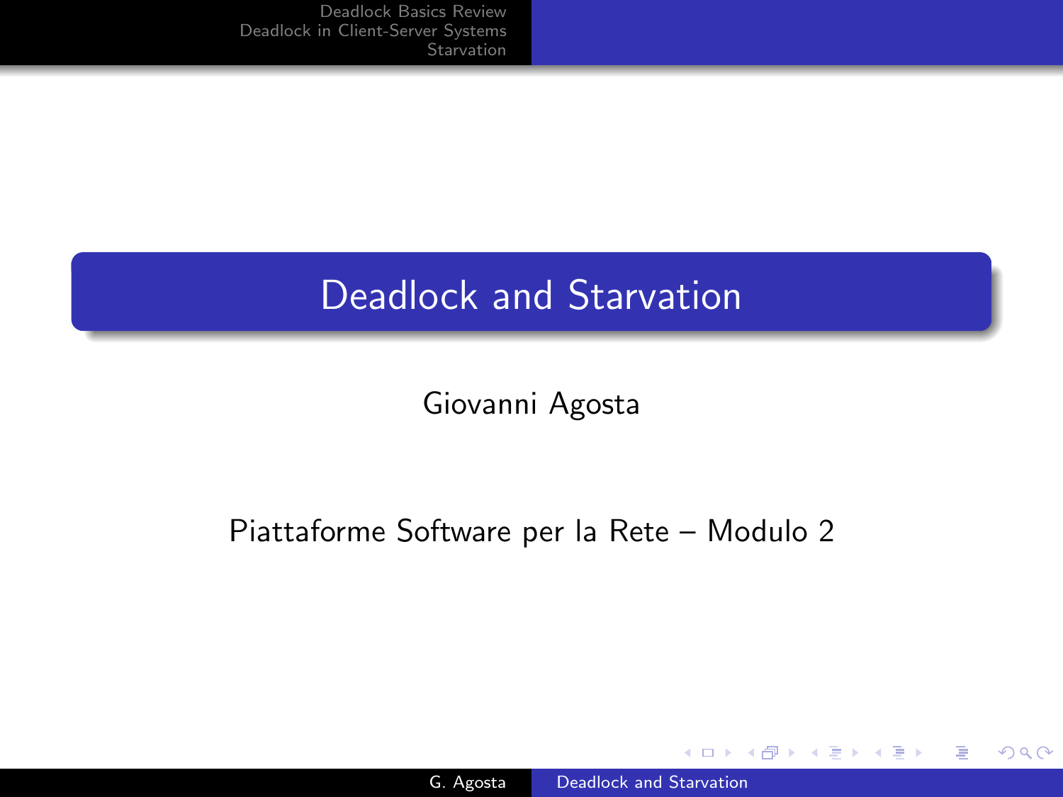# Deadlock and Starvation

Giovanni Agosta

Piattaforme Software per la Rete – Modulo 2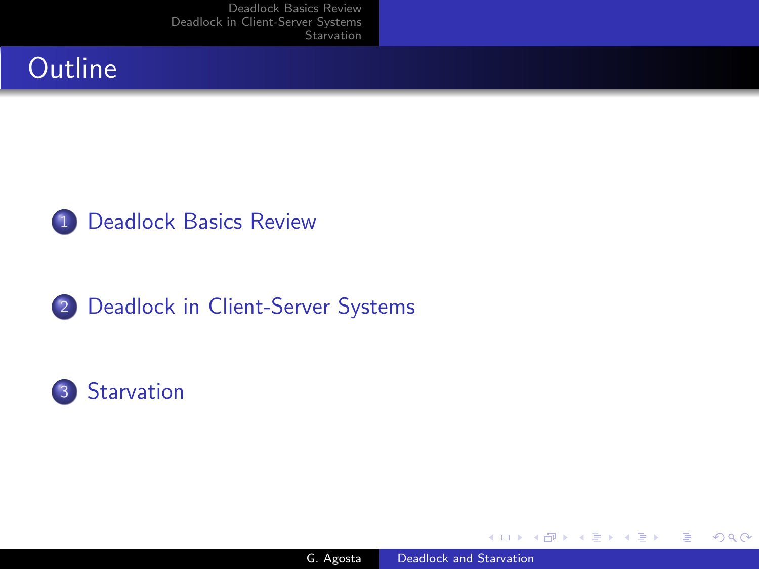# Outline

1. Deadlock Basics Review
2. Deadlock in Client-Server Systems
3. Starvation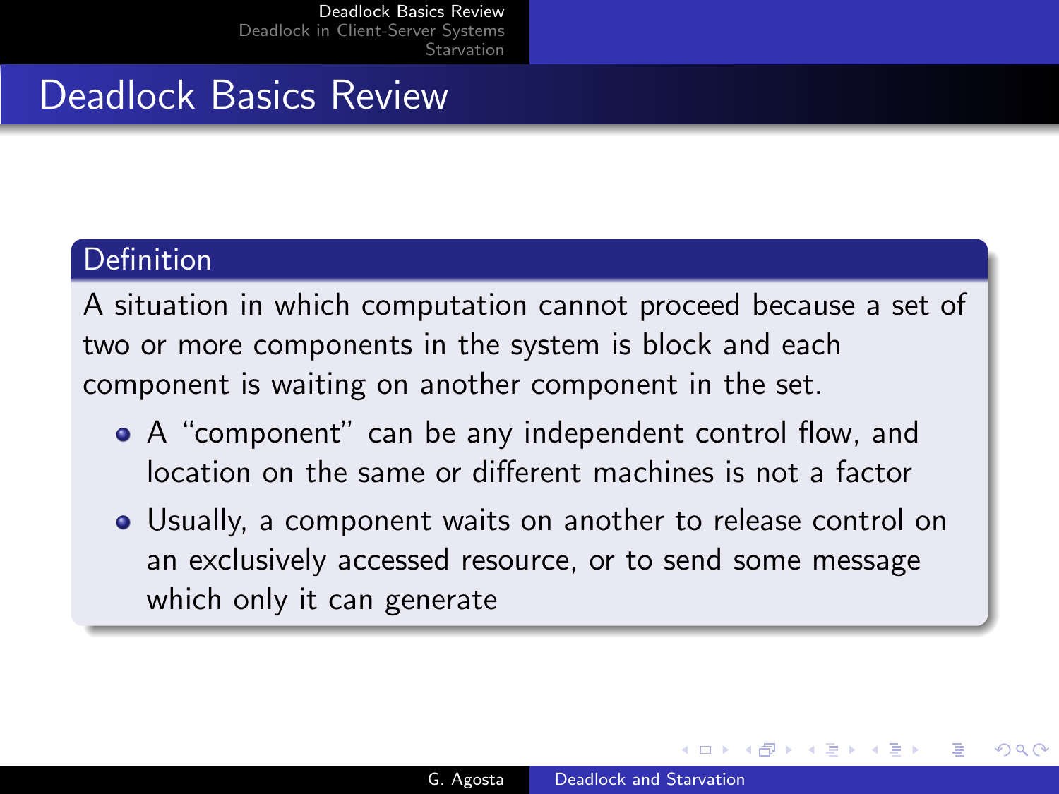# Deadlock Basics Review

## Definition

A situation in which computation cannot proceed because a set of two or more components in the system is block and each component is waiting on another component in the set.

- A “component” can be any independent control flow, and location on the same or different machines is not a factor
- Usually, a component waits on another to release control on an exclusively accessed resource, or to send some message which only it can generate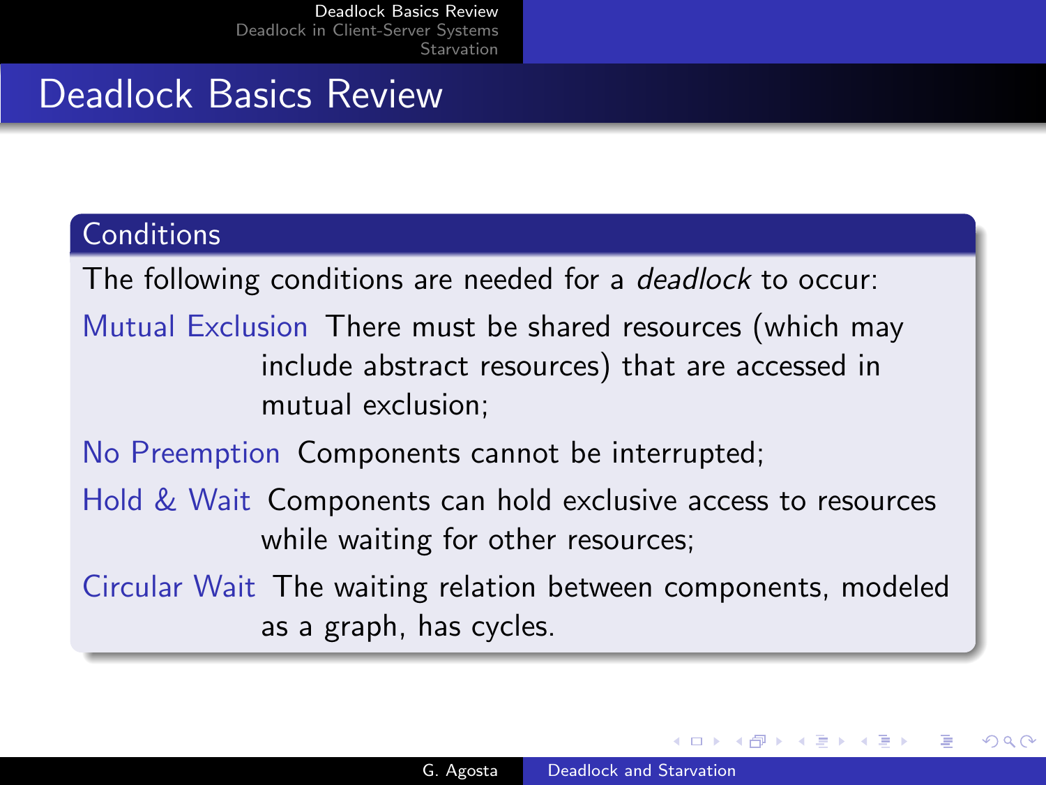# Deadlock Basics Review

## Conditions

The following conditions are needed for a *deadlock* to occur:

- **Mutual Exclusion**: There must be shared resources (which may include abstract resources) that are accessed in mutual exclusion;
- **No Preemption**: Components cannot be interrupted;
- **Hold & Wait**: Components can hold exclusive access to resources while waiting for other resources;
- **Circular Wait**: The waiting relation between components, modeled as a graph, has cycles.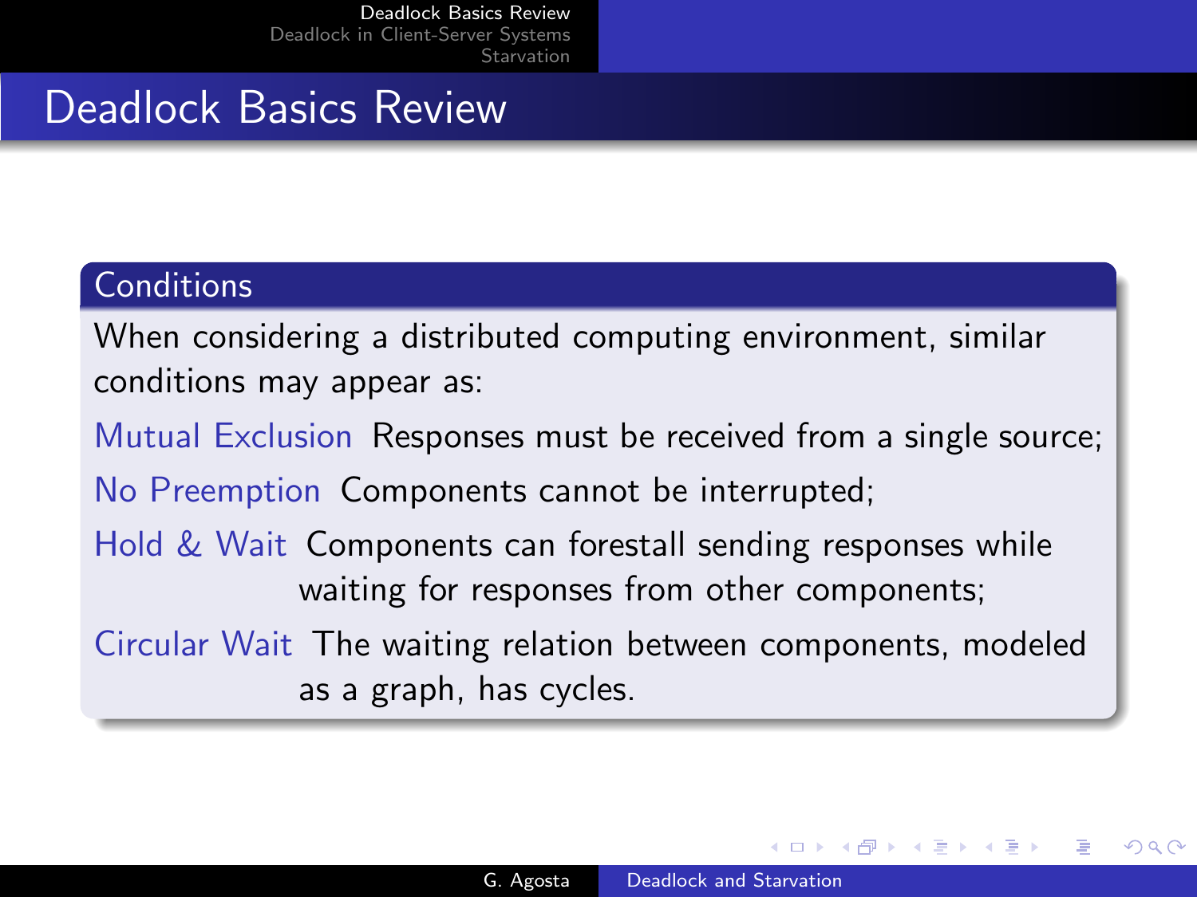# Deadlock Basics Review

## Conditions

When considering a distributed computing environment, similar conditions may appear as:

- **Mutual Exclusion** Responses must be received from a single source;
- **No Preemption** Components cannot be interrupted;
- **Hold & Wait** Components can forestall sending responses while waiting for responses from other components;
- **Circular Wait** The waiting relation between components, modeled as a graph, has cycles.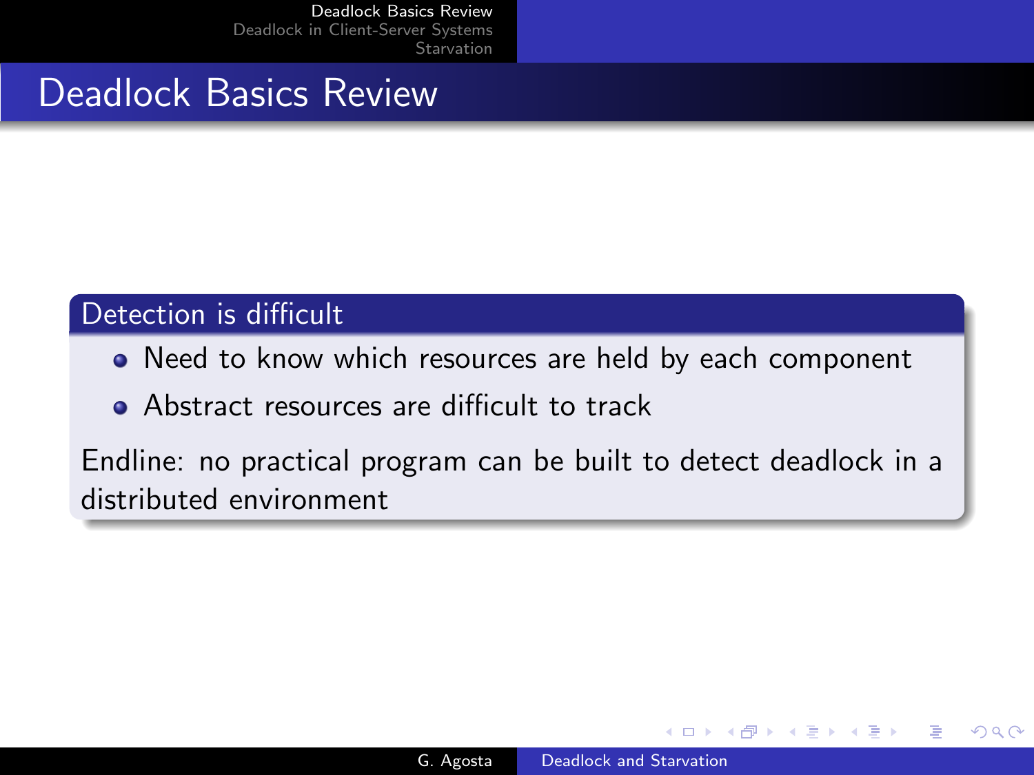# Deadlock Basics Review

## Detection is difficult

- Need to know which resources are held by each component
- Abstract resources are difficult to track

Endline: no practical program can be built to detect deadlock in a distributed environment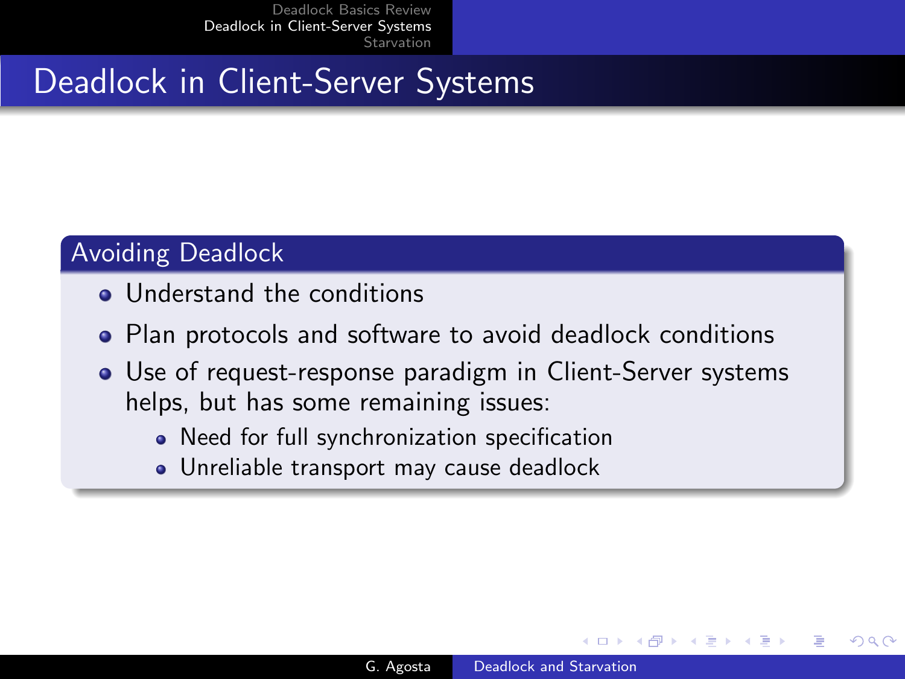# Deadlock in Client-Server Systems

## Avoiding Deadlock

- Understand the conditions
- Plan protocols and software to avoid deadlock conditions
- Use of request-response paradigm in Client-Server systems helps, but has some remaining issues:
  - Need for full synchronization specification
  - Unreliable transport may cause deadlock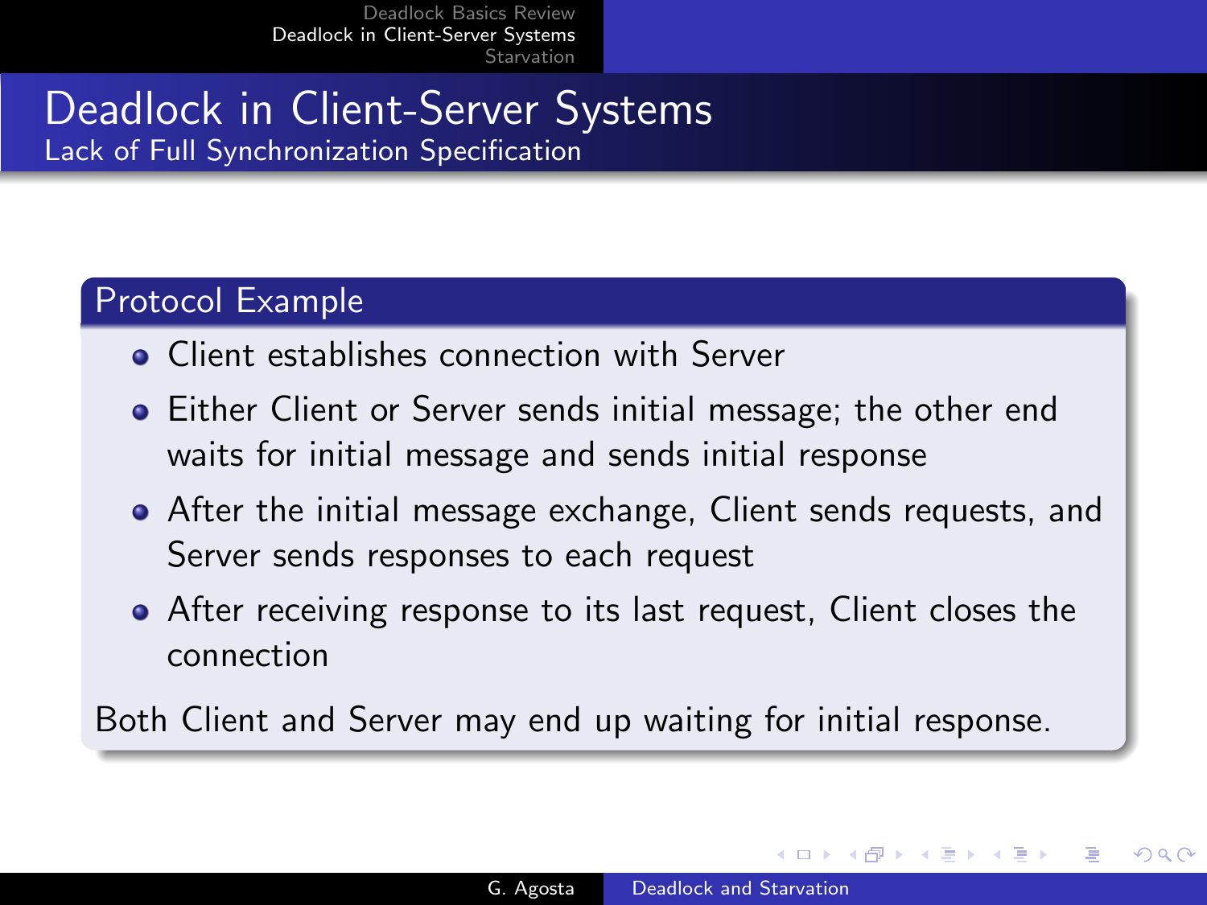# Deadlock in Client-Server Systems

## Lack of Full Synchronization Specification

### Protocol Example

- Client establishes connection with Server
- Either Client or Server sends initial message; the other end waits for initial message and sends initial response
- After the initial message exchange, Client sends requests, and Server sends responses to each request
- After receiving response to its last request, Client closes the connection

Both Client and Server may end up waiting for initial response.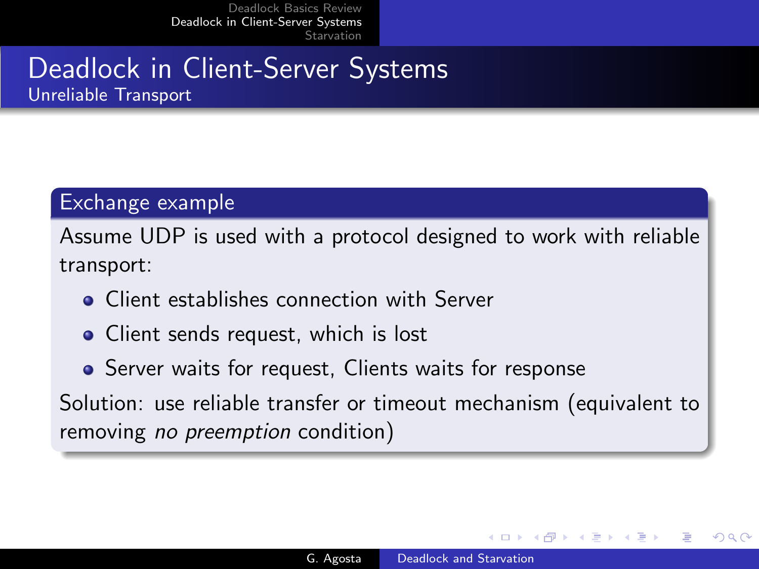# Deadlock in Client-Server Systems

## Unreliable Transport

### Exchange example

Assume UDP is used with a protocol designed to work with reliable transport:

- Client establishes connection with Server
- Client sends request, which is lost
- Server waits for request, Clients waits for response

Solution: use reliable transfer or timeout mechanism (equivalent to removing *no preemption* condition)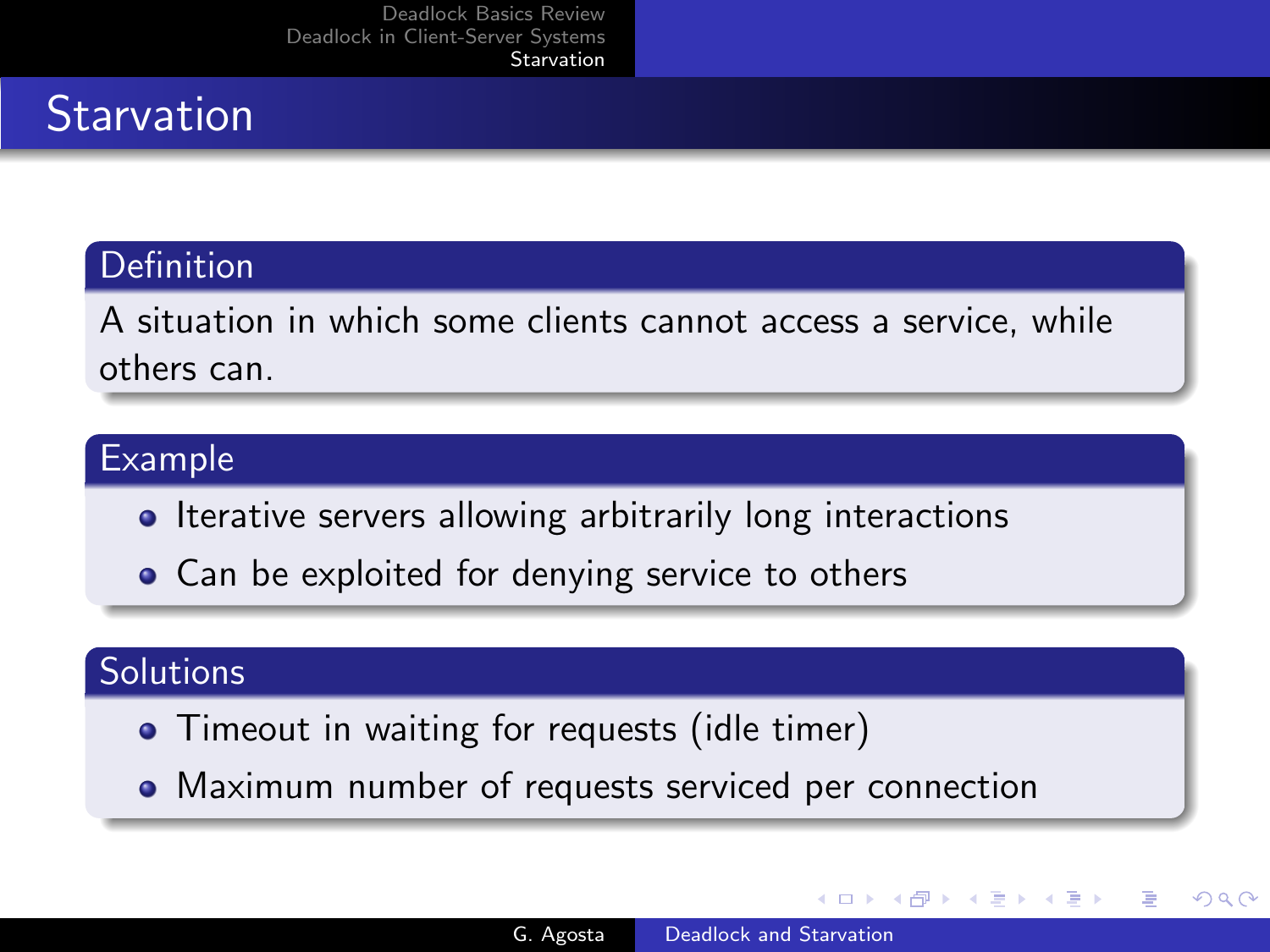# Starvation

## Definition

A situation in which some clients cannot access a service, while others can.

## Example

- Iterative servers allowing arbitrarily long interactions
- Can be exploited for denying service to others

## Solutions

- Timeout in waiting for requests (idle timer)
- Maximum number of requests serviced per connection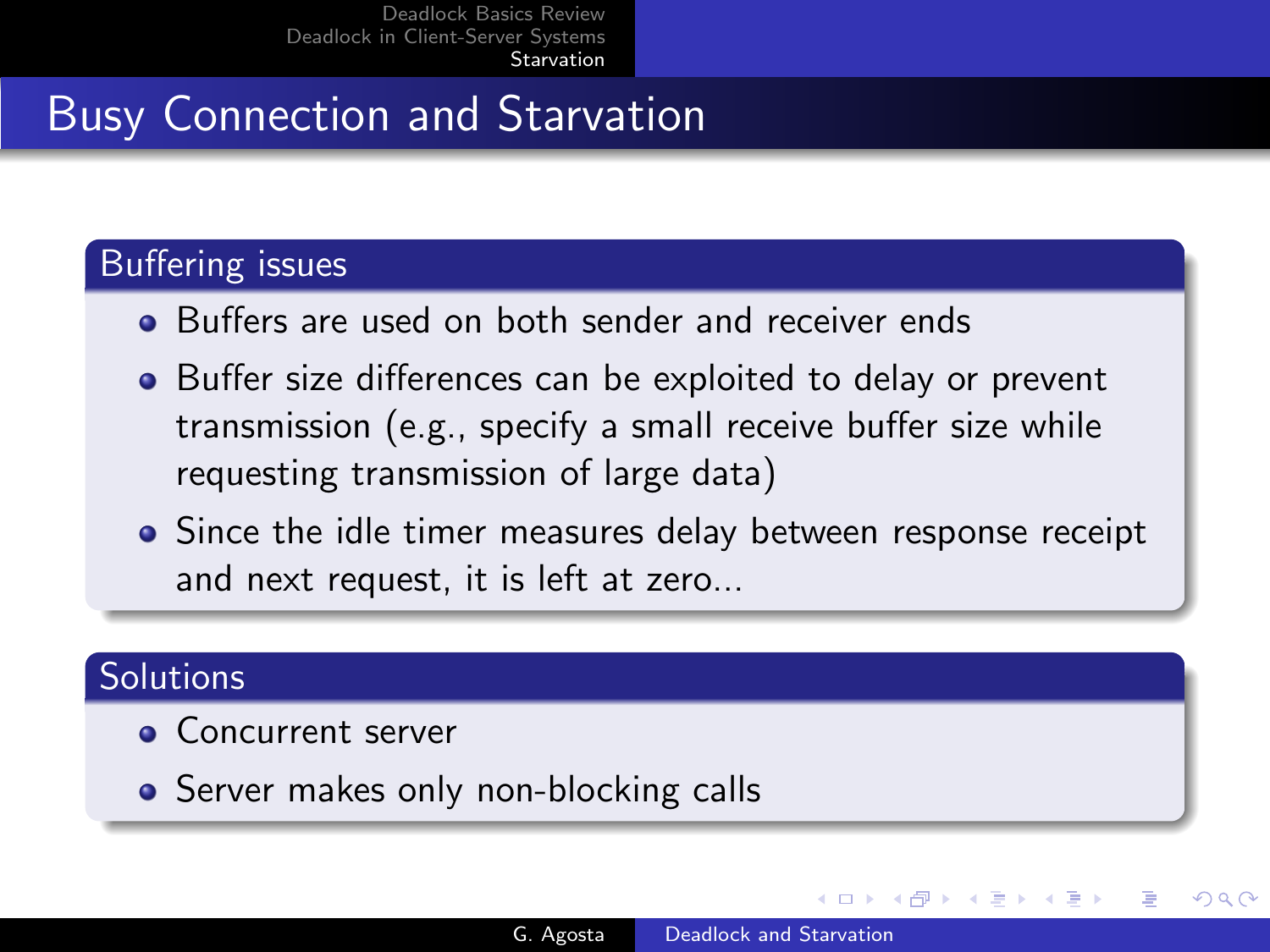# Busy Connection and Starvation

## Buffering issues

- Buffers are used on both sender and receiver ends
- Buffer size differences can be exploited to delay or prevent transmission (e.g., specify a small receive buffer size while requesting transmission of large data)
- Since the idle timer measures delay between response receipt and next request, it is left at zero...

## Solutions

- Concurrent server
- Server makes only non-blocking calls